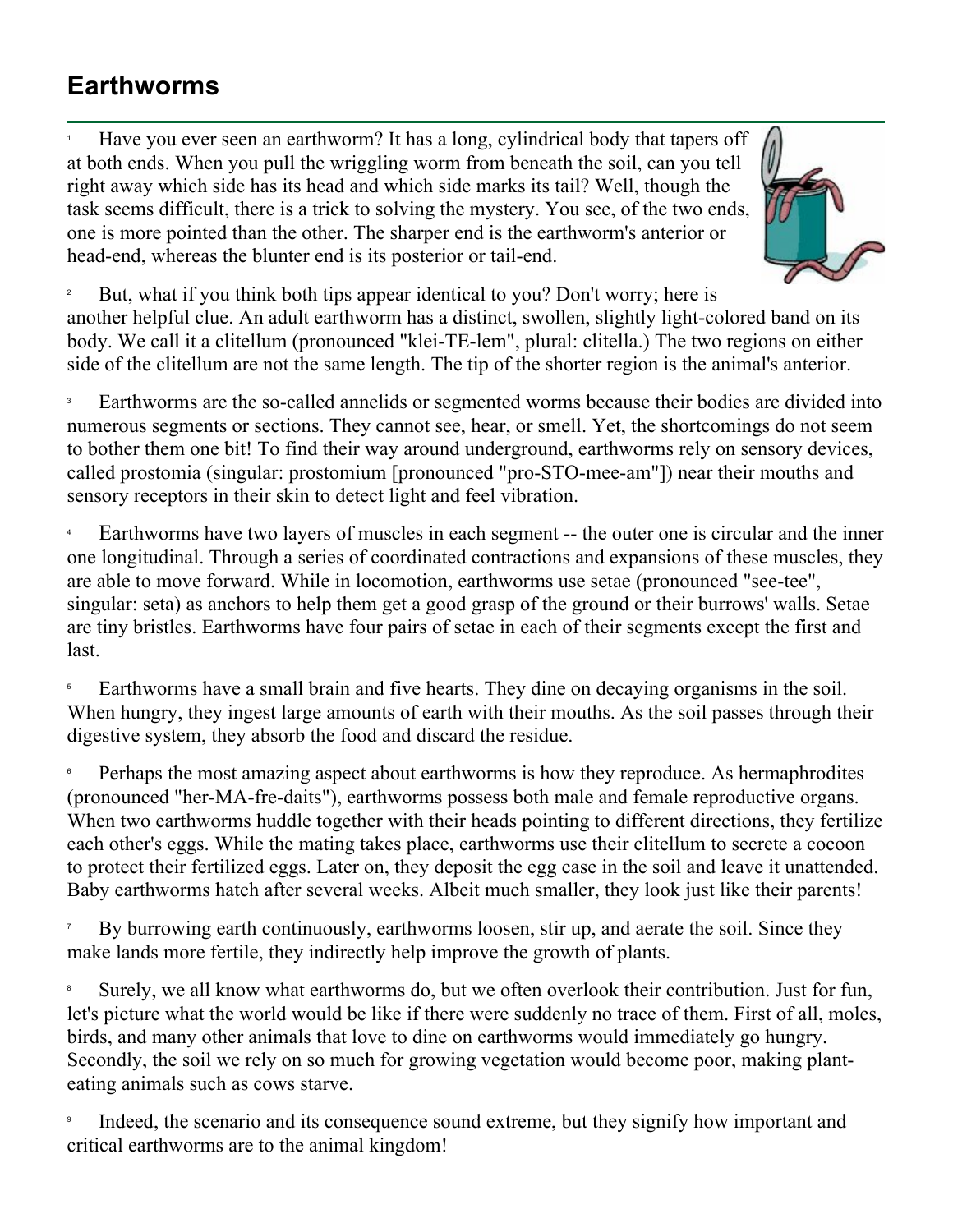# Earthworms

[1] Have you ever seen an earthworm? It has a long, cylindrical body that tapers off at both ends. When you pull the wriggling worm from beneath the soil, can you tell right away which side has its head and which side marks its tail? Well, though the task seems difficult, there is a trick to solving the mystery. You see, of the two ends, one is more pointed than the other. The sharper end is the earthworm's anterior or head-end, whereas the blunter end is its posterior or tail-end.

[2] But, what if you think both tips appear identical to you? Don't worry; here is another helpful clue. An adult earthworm has a distinct, swollen, slightly light-colored band on its body. We call it a clitellum (pronounced "klei-TE-lem", plural: clitella.) The two regions on either side of the clitellum are not the same length. The tip of the shorter region is the animal's anterior.

[3] Earthworms are the so-called annelids or segmented worms because their bodies are divided into numerous segments or sections. They cannot see, hear, or smell. Yet, the shortcomings do not seem to bother them one bit! To find their way around underground, earthworms rely on sensory devices, called prostomia (singular: prostomium [pronounced "pro-STO-mee-am"]) near their mouths and sensory receptors in their skin to detect light and feel vibration.

[4] Earthworms have two layers of muscles in each segment -- the outer one is circular and the inner one longitudinal. Through a series of coordinated contractions and expansions of these muscles, they are able to move forward. While in locomotion, earthworms use setae (pronounced "see-tee", singular: seta) as anchors to help them get a good grasp of the ground or their burrows' walls. Setae are tiny bristles. Earthworms have four pairs of setae in each of their segments except the first and last.

[5] Earthworms have a small brain and five hearts. They dine on decaying organisms in the soil. When hungry, they ingest large amounts of earth with their mouths. As the soil passes through their digestive system, they absorb the food and discard the residue.

[6] Perhaps the most amazing aspect about earthworms is how they reproduce. As hermaphrodites (pronounced "her-MA-fre-daits"), earthworms possess both male and female reproductive organs. When two earthworms huddle together with their heads pointing to different directions, they fertilize each other's eggs. While the mating takes place, earthworms use their clitellum to secrete a cocoon to protect their fertilized eggs. Later on, they deposit the egg case in the soil and leave it unattended. Baby earthworms hatch after several weeks. Albeit much smaller, they look just like their parents!

[7] By burrowing earth continuously, earthworms loosen, stir up, and aerate the soil. Since they make lands more fertile, they indirectly help improve the growth of plants.

[8] Surely, we all know what earthworms do, but we often overlook their contribution. Just for fun, let's picture what the world would be like if there were suddenly no trace of them. First of all, moles, birds, and many other animals that love to dine on earthworms would immediately go hungry. Secondly, the soil we rely on so much for growing vegetation would become poor, making plant-eating animals such as cows starve.

[9] Indeed, the scenario and its consequence sound extreme, but they signify how important and critical earthworms are to the animal kingdom!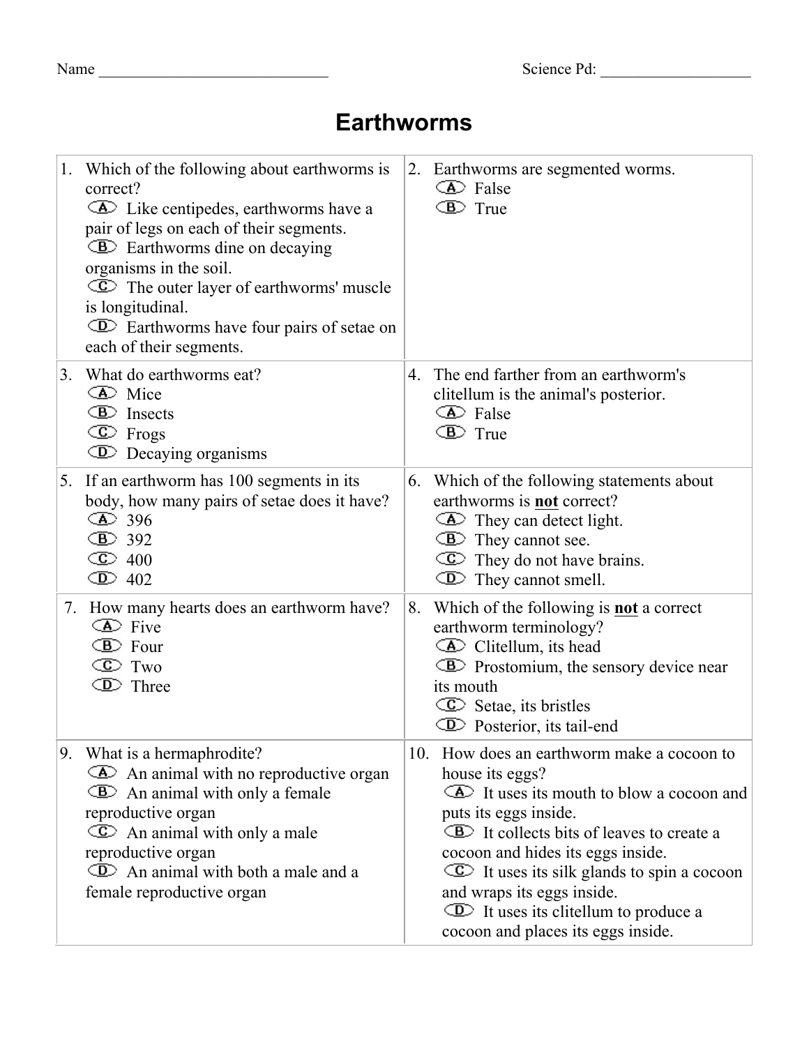Name ____________________________ Science Pd: ___________________

# Earthworms

1. Which of the following about earthworms is correct?
   - A. Like centipedes, earthworms have a pair of legs on each of their segments.
   - B. Earthworms dine on decaying organisms in the soil.
   - C. The outer layer of earthworms' muscle is longitudinal.
   - D. Earthworms have four pairs of setae on each of their segments.

2. Earthworms are segmented worms.
   - A. False
   - B. True

3. What do earthworms eat?
   - A. Mice
   - B. Insects
   - C. Frogs
   - D. Decaying organisms

4. The end farther from an earthworm's clitellum is the animal's posterior.
   - A. False
   - B. True

5. If an earthworm has 100 segments in its body, how many pairs of setae does it have?
   - A. 396
   - B. 392
   - C. 400
   - D. 402

6. Which of the following statements about earthworms is **not** correct?
   - A. They can detect light.
   - B. They cannot see.
   - C. They do not have brains.
   - D. They cannot smell.

7. How many hearts does an earthworm have?
   - A. Five
   - B. Four
   - C. Two
   - D. Three

8. Which of the following is **not** a correct earthworm terminology?
   - A. Clitellum, its head
   - B. Prostomium, the sensory device near its mouth
   - C. Setae, its bristles
   - D. Posterior, its tail-end

9. What is a hermaphrodite?
   - A. An animal with no reproductive organ
   - B. An animal with only a female reproductive organ
   - C. An animal with only a male reproductive organ
   - D. An animal with both a male and a female reproductive organ

10. How does an earthworm make a cocoon to house its eggs?
    - A. It uses its mouth to blow a cocoon and puts its eggs inside.
    - B. It collects bits of leaves to create a cocoon and hides its eggs inside.
    - C. It uses its silk glands to spin a cocoon and wraps its eggs inside.
    - D. It uses its clitellum to produce a cocoon and places its eggs inside.